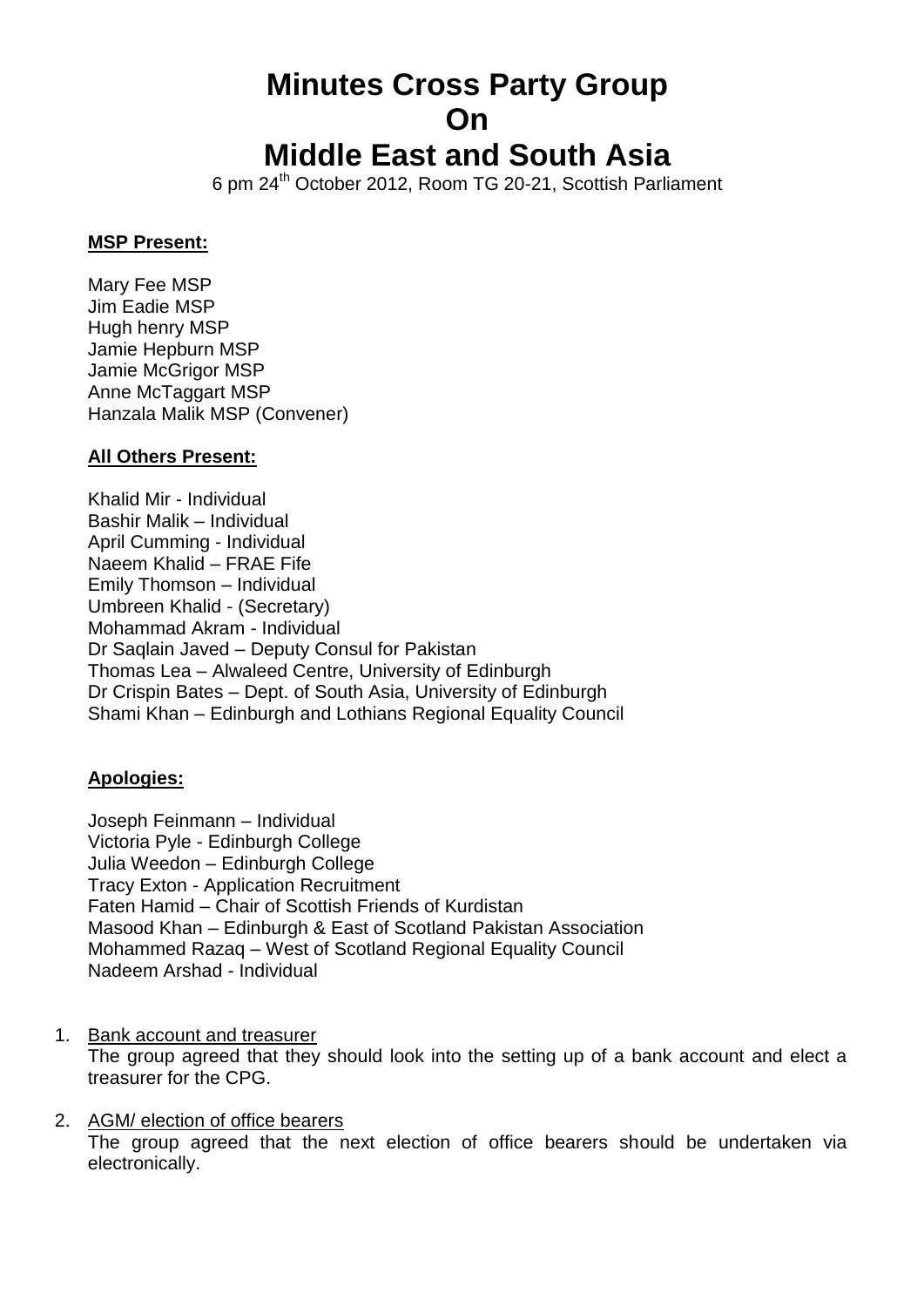# Minutes Cross Party Group On Middle East and South Asia

6 pm 24th October 2012, Room TG 20-21, Scottish Parliament

**MSP Present:**

Mary Fee MSP
Jim Eadie MSP
Hugh henry MSP
Jamie Hepburn MSP
Jamie McGrigor MSP
Anne McTaggart MSP
Hanzala Malik MSP (Convener)

**All Others Present:**

Khalid Mir - Individual
Bashir Malik – Individual
April Cumming - Individual
Naeem Khalid – FRAE Fife
Emily Thomson – Individual
Umbreen Khalid - (Secretary)
Mohammad Akram - Individual
Dr Saqlain Javed – Deputy Consul for Pakistan
Thomas Lea – Alwaleed Centre, University of Edinburgh
Dr Crispin Bates – Dept. of South Asia, University of Edinburgh
Shami Khan – Edinburgh and Lothians Regional Equality Council

**Apologies:**

Joseph Feinmann – Individual
Victoria Pyle - Edinburgh College
Julia Weedon – Edinburgh College
Tracy Exton - Application Recruitment
Faten Hamid – Chair of Scottish Friends of Kurdistan
Masood Khan – Edinburgh & East of Scotland Pakistan Association
Mohammed Razaq – West of Scotland Regional Equality Council
Nadeem Arshad - Individual

1. Bank account and treasurer
   The group agreed that they should look into the setting up of a bank account and elect a treasurer for the CPG.

2. AGM/ election of office bearers
   The group agreed that the next election of office bearers should be undertaken via electronically.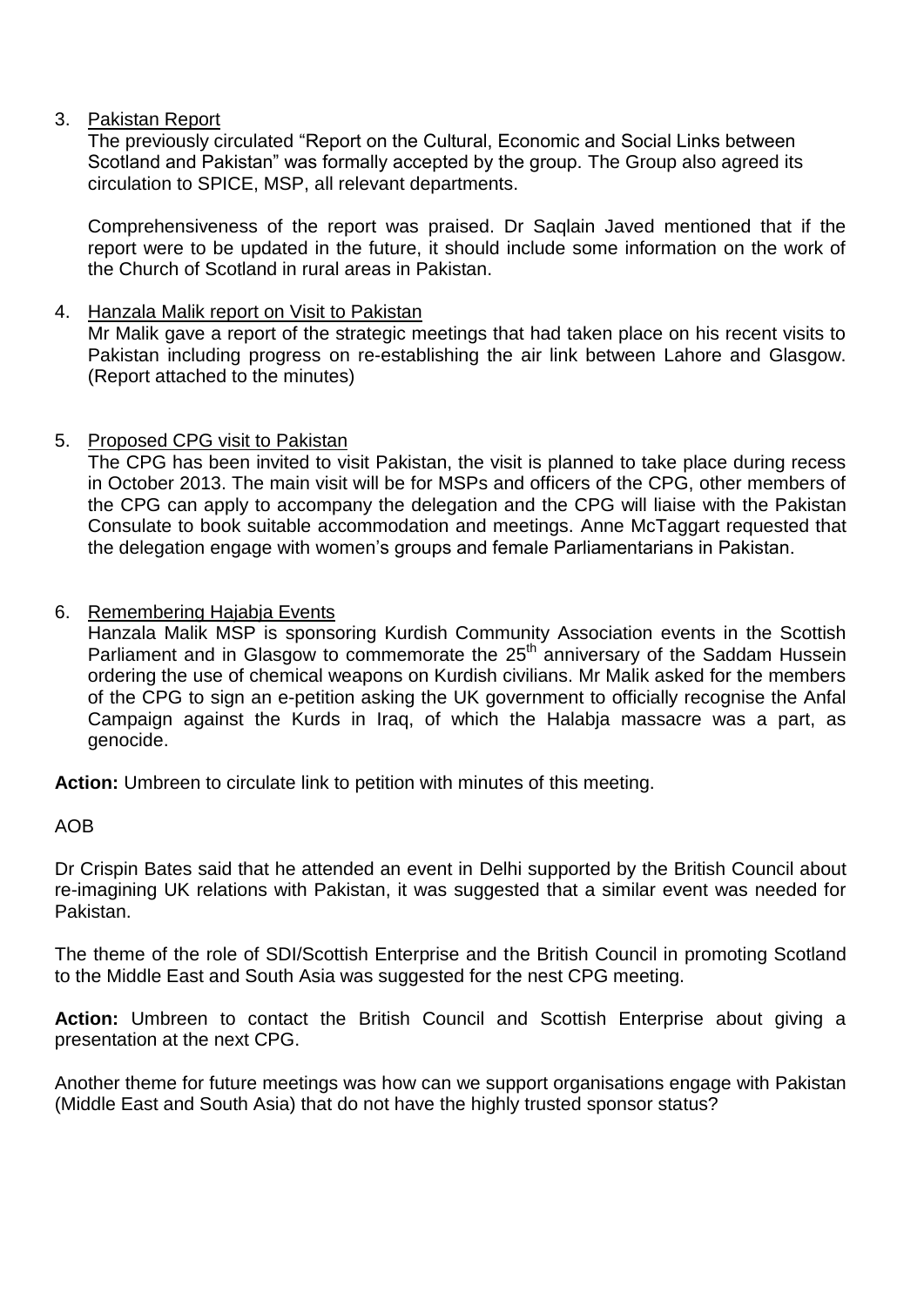3. Pakistan Report

   The previously circulated "Report on the Cultural, Economic and Social Links between Scotland and Pakistan" was formally accepted by the group. The Group also agreed its circulation to SPICE, MSP, all relevant departments.

   Comprehensiveness of the report was praised. Dr Saqlain Javed mentioned that if the report were to be updated in the future, it should include some information on the work of the Church of Scotland in rural areas in Pakistan.

4. Hanzala Malik report on Visit to Pakistan

   Mr Malik gave a report of the strategic meetings that had taken place on his recent visits to Pakistan including progress on re-establishing the air link between Lahore and Glasgow. (Report attached to the minutes)

5. Proposed CPG visit to Pakistan

   The CPG has been invited to visit Pakistan, the visit is planned to take place during recess in October 2013. The main visit will be for MSPs and officers of the CPG, other members of the CPG can apply to accompany the delegation and the CPG will liaise with the Pakistan Consulate to book suitable accommodation and meetings. Anne McTaggart requested that the delegation engage with women's groups and female Parliamentarians in Pakistan.

6. Remembering Hajabja Events

   Hanzala Malik MSP is sponsoring Kurdish Community Association events in the Scottish Parliament and in Glasgow to commemorate the 25th anniversary of the Saddam Hussein ordering the use of chemical weapons on Kurdish civilians. Mr Malik asked for the members of the CPG to sign an e-petition asking the UK government to officially recognise the Anfal Campaign against the Kurds in Iraq, of which the Halabja massacre was a part, as genocide.

**Action:** Umbreen to circulate link to petition with minutes of this meeting.

AOB

Dr Crispin Bates said that he attended an event in Delhi supported by the British Council about re-imagining UK relations with Pakistan, it was suggested that a similar event was needed for Pakistan.

The theme of the role of SDI/Scottish Enterprise and the British Council in promoting Scotland to the Middle East and South Asia was suggested for the nest CPG meeting.

**Action:** Umbreen to contact the British Council and Scottish Enterprise about giving a presentation at the next CPG.

Another theme for future meetings was how can we support organisations engage with Pakistan (Middle East and South Asia) that do not have the highly trusted sponsor status?